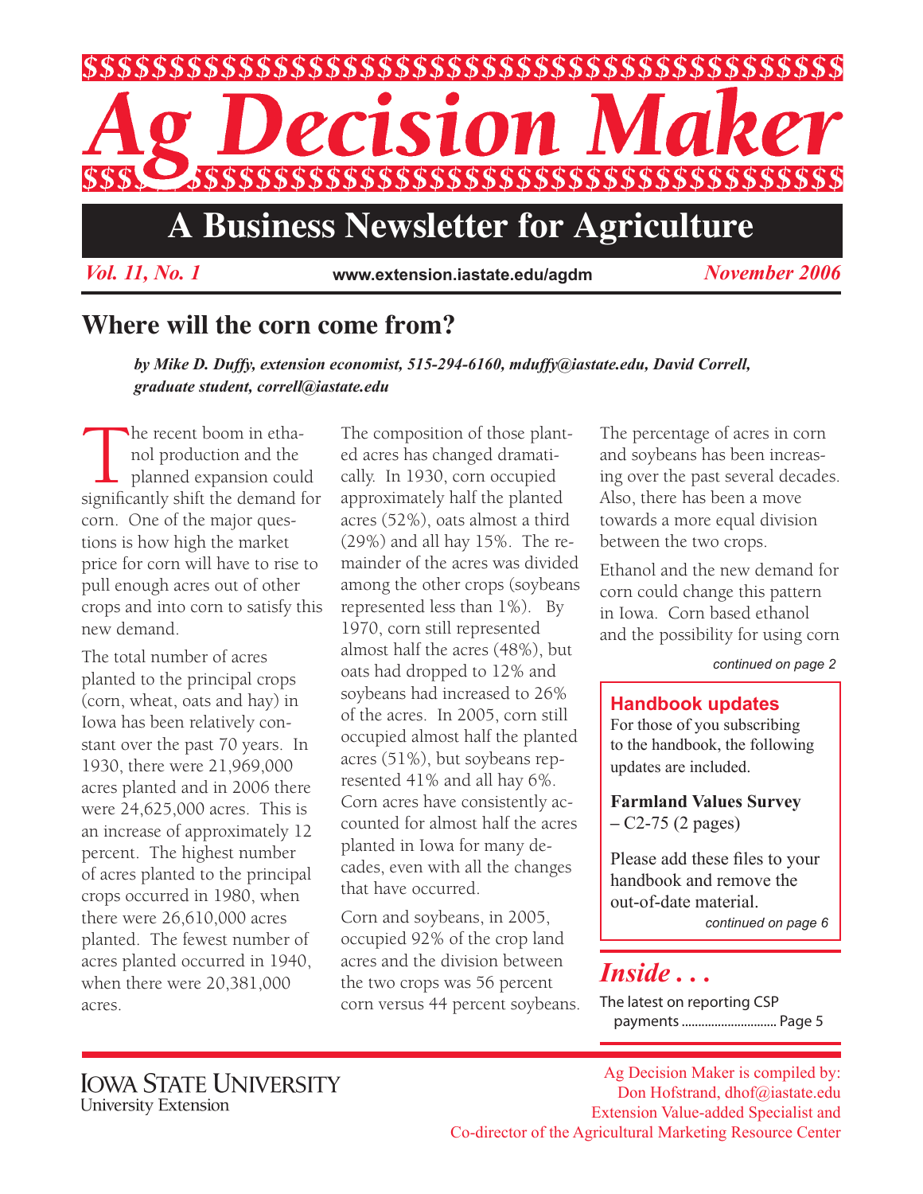# Ag Decision Maker

## A Business Newsletter for Agriculture

*Vol. 11, No. 1* | www.extension.iastate.edu/agdm | *November 2006*

## Where will the corn come from?

***by Mike D. Duffy, extension economist, 515-294-6160, mduffy@iastate.edu, David Correll, graduate student, correll@iastate.edu***

The recent boom in ethanol production and the planned expansion could significantly shift the demand for corn. One of the major questions is how high the market price for corn will have to rise to pull enough acres out of other crops and into corn to satisfy this new demand.

The total number of acres planted to the principal crops (corn, wheat, oats and hay) in Iowa has been relatively constant over the past 70 years. In 1930, there were 21,969,000 acres planted and in 2006 there were 24,625,000 acres. This is an increase of approximately 12 percent. The highest number of acres planted to the principal crops occurred in 1980, when there were 26,610,000 acres planted. The fewest number of acres planted occurred in 1940, when there were 20,381,000 acres.

The composition of those planted acres has changed dramatically. In 1930, corn occupied approximately half the planted acres (52%), oats almost a third (29%) and all hay 15%. The remainder of the acres was divided among the other crops (soybeans represented less than 1%). By 1970, corn still represented almost half the acres (48%), but oats had dropped to 12% and soybeans had increased to 26% of the acres. In 2005, corn still occupied almost half the planted acres (51%), but soybeans represented 41% and all hay 6%. Corn acres have consistently accounted for almost half the acres planted in Iowa for many decades, even with all the changes that have occurred.

Corn and soybeans, in 2005, occupied 92% of the crop land acres and the division between the two crops was 56 percent corn versus 44 percent soybeans. The percentage of acres in corn and soybeans has been increasing over the past several decades. Also, there has been a move towards a more equal division between the two crops.

Ethanol and the new demand for corn could change this pattern in Iowa. Corn based ethanol and the possibility for using corn

*continued on page 2*

### Handbook updates

For those of you subscribing to the handbook, the following updates are included.

**Farmland Values Survey** – C2-75 (2 pages)

Please add these files to your handbook and remove the out-of-date material.

*continued on page 6*

### *Inside . . .*

The latest on reporting CSP payments ............................ Page 5

IOWA STATE UNIVERSITY
University Extension

Ag Decision Maker is compiled by:
Don Hofstrand, dhof@iastate.edu
Extension Value-added Specialist and
Co-director of the Agricultural Marketing Resource Center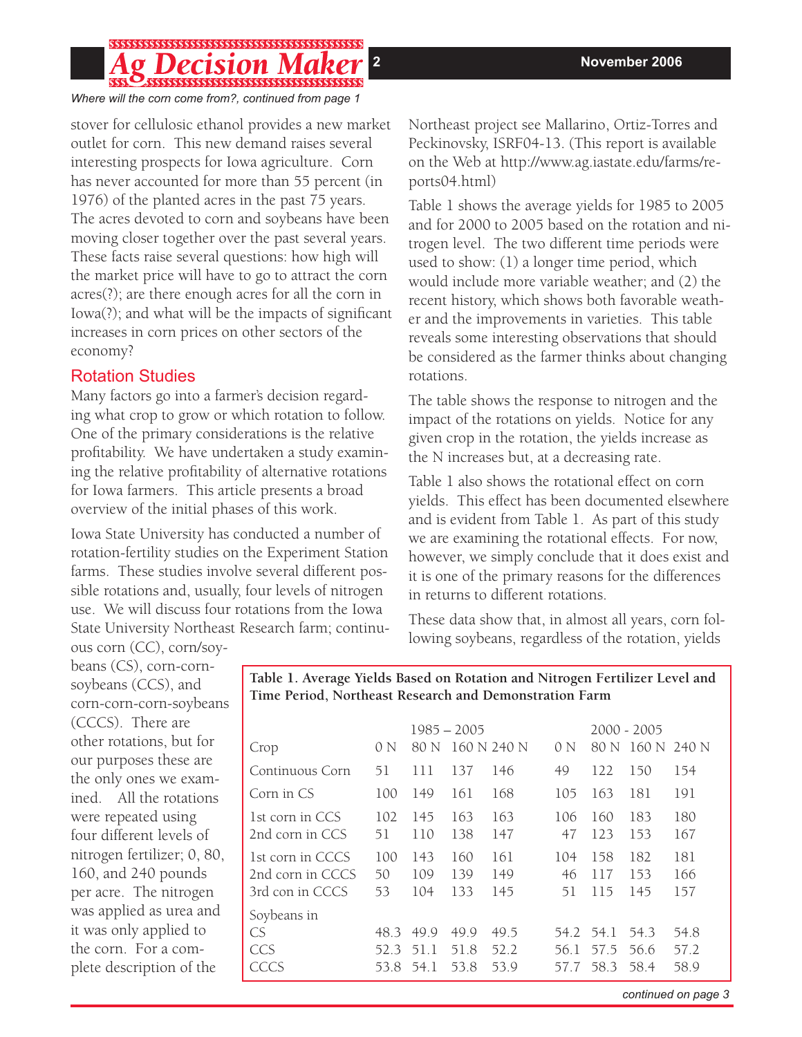*Where will the corn come from?, continued from page 1*

stover for cellulosic ethanol provides a new market outlet for corn. This new demand raises several interesting prospects for Iowa agriculture. Corn has never accounted for more than 55 percent (in 1976) of the planted acres in the past 75 years. The acres devoted to corn and soybeans have been moving closer together over the past several years. These facts raise several questions: how high will the market price will have to go to attract the corn acres(?); are there enough acres for all the corn in Iowa(?); and what will be the impacts of significant increases in corn prices on other sectors of the economy?

## Rotation Studies

Many factors go into a farmer's decision regarding what crop to grow or which rotation to follow. One of the primary considerations is the relative profitability. We have undertaken a study examining the relative profitability of alternative rotations for Iowa farmers. This article presents a broad overview of the initial phases of this work.

Iowa State University has conducted a number of rotation-fertility studies on the Experiment Station farms. These studies involve several different possible rotations and, usually, four levels of nitrogen use. We will discuss four rotations from the Iowa State University Northeast Research farm; continuous corn (CC), corn/soybeans (CS), corn-corn-soybeans (CCS), and corn-corn-corn-soybeans (CCCS). There are other rotations, but for our purposes these are the only ones we examined. All the rotations were repeated using four different levels of nitrogen fertilizer; 0, 80, 160, and 240 pounds per acre. The nitrogen was applied as urea and it was only applied to the corn. For a complete description of the Northeast project see Mallarino, Ortiz-Torres and Peckinovsky, ISRF04-13. (This report is available on the Web at http://www.ag.iastate.edu/farms/reports04.html)

Table 1 shows the average yields for 1985 to 2005 and for 2000 to 2005 based on the rotation and nitrogen level. The two different time periods were used to show: (1) a longer time period, which would include more variable weather; and (2) the recent history, which shows both favorable weather and the improvements in varieties. This table reveals some interesting observations that should be considered as the farmer thinks about changing rotations.

The table shows the response to nitrogen and the impact of the rotations on yields. Notice for any given crop in the rotation, the yields increase as the N increases but, at a decreasing rate.

Table 1 also shows the rotational effect on corn yields. This effect has been documented elsewhere and is evident from Table 1. As part of this study we are examining the rotational effects. For now, however, we simply conclude that it does exist and it is one of the primary reasons for the differences in returns to different rotations.

These data show that, in almost all years, corn following soybeans, regardless of the rotation, yields

**Table 1. Average Yields Based on Rotation and Nitrogen Fertilizer Level and Time Period, Northeast Research and Demonstration Farm**

| | 1985 – 2005 | | | | 2000 - 2005 | | | |
|---|---|---|---|---|---|---|---|---|
| Crop | 0 N | 80 N | 160 N | 240 N | 0 N | 80 N | 160 N | 240 N |
| Continuous Corn | 51 | 111 | 137 | 146 | 49 | 122 | 150 | 154 |
| Corn in CS | 100 | 149 | 161 | 168 | 105 | 163 | 181 | 191 |
| 1st corn in CCS | 102 | 145 | 163 | 163 | 106 | 160 | 183 | 180 |
| 2nd corn in CCS | 51 | 110 | 138 | 147 | 47 | 123 | 153 | 167 |
| 1st corn in CCCS | 100 | 143 | 160 | 161 | 104 | 158 | 182 | 181 |
| 2nd corn in CCCS | 50 | 109 | 139 | 149 | 46 | 117 | 153 | 166 |
| 3rd con in CCCS | 53 | 104 | 133 | 145 | 51 | 115 | 145 | 157 |
| Soybeans in | | | | | | | | |
| CS | 48.3 | 49.9 | 49.9 | 49.5 | 54.2 | 54.1 | 54.3 | 54.8 |
| CCS | 52.3 | 51.1 | 51.8 | 52.2 | 56.1 | 57.5 | 56.6 | 57.2 |
| CCCS | 53.8 | 54.1 | 53.8 | 53.9 | 57.7 | 58.3 | 58.4 | 58.9 |

*continued on page 3*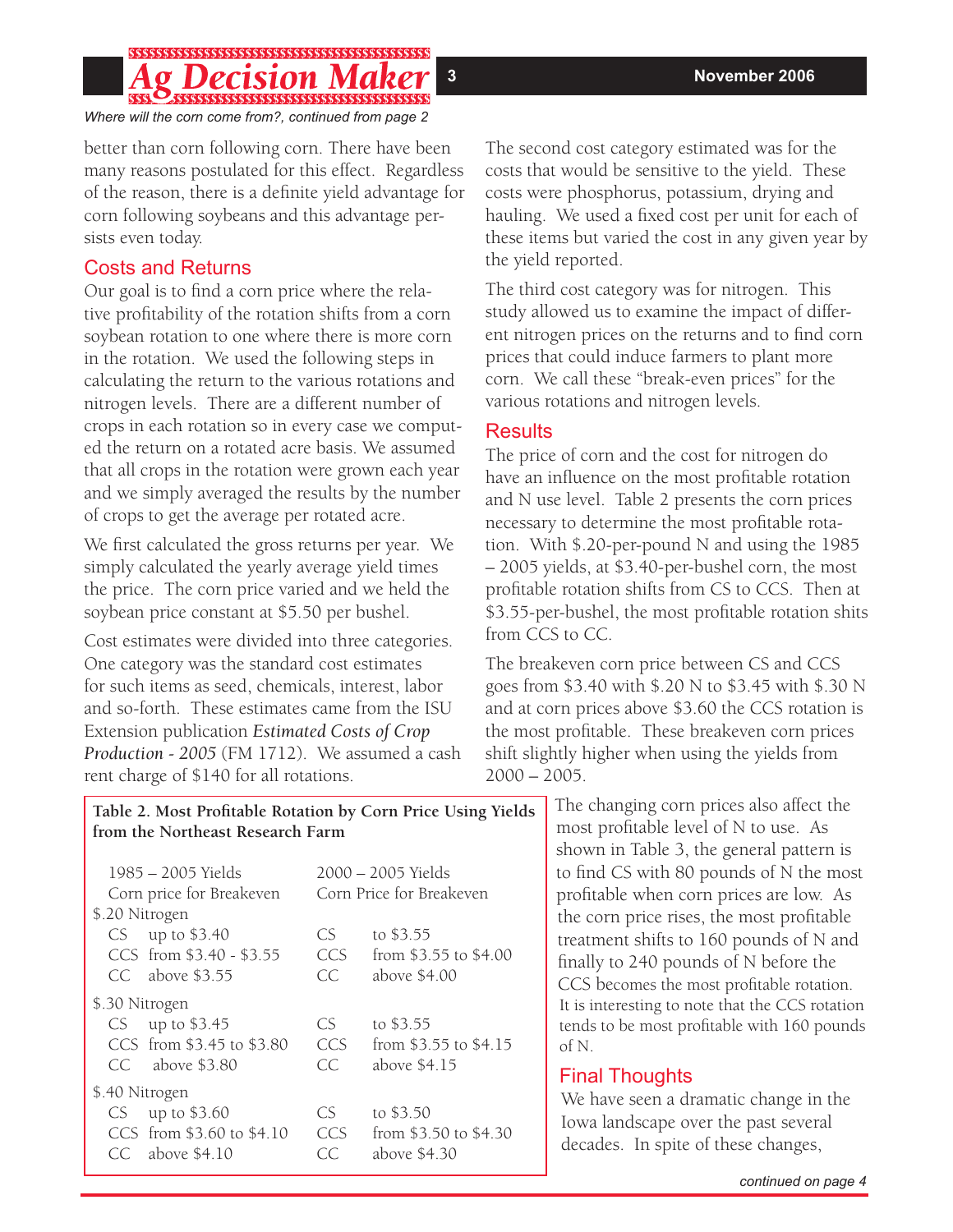*Where will the corn come from?, continued from page 2*

better than corn following corn. There have been many reasons postulated for this effect. Regardless of the reason, there is a definite yield advantage for corn following soybeans and this advantage persists even today.

## Costs and Returns

Our goal is to find a corn price where the relative profitability of the rotation shifts from a corn soybean rotation to one where there is more corn in the rotation. We used the following steps in calculating the return to the various rotations and nitrogen levels. There are a different number of crops in each rotation so in every case we computed the return on a rotated acre basis. We assumed that all crops in the rotation were grown each year and we simply averaged the results by the number of crops to get the average per rotated acre.

We first calculated the gross returns per year. We simply calculated the yearly average yield times the price. The corn price varied and we held the soybean price constant at $5.50 per bushel.

Cost estimates were divided into three categories. One category was the standard cost estimates for such items as seed, chemicals, interest, labor and so-forth. These estimates came from the ISU Extension publication *Estimated Costs of Crop Production - 2005* (FM 1712). We assumed a cash rent charge of $140 for all rotations.

The second cost category estimated was for the costs that would be sensitive to the yield. These costs were phosphorus, potassium, drying and hauling. We used a fixed cost per unit for each of these items but varied the cost in any given year by the yield reported.

The third cost category was for nitrogen. This study allowed us to examine the impact of different nitrogen prices on the returns and to find corn prices that could induce farmers to plant more corn. We call these "break-even prices" for the various rotations and nitrogen levels.

## Results

The price of corn and the cost for nitrogen do have an influence on the most profitable rotation and N use level. Table 2 presents the corn prices necessary to determine the most profitable rotation. With $.20-per-pound N and using the 1985 – 2005 yields, at $3.40-per-bushel corn, the most profitable rotation shifts from CS to CCS. Then at $3.55-per-bushel, the most profitable rotation shits from CCS to CC.

The breakeven corn price between CS and CCS goes from $3.40 with $.20 N to $3.45 with $.30 N and at corn prices above $3.60 the CCS rotation is the most profitable. These breakeven corn prices shift slightly higher when using the yields from 2000 – 2005.

**Table 2. Most Profitable Rotation by Corn Price Using Yields from the Northeast Research Farm**

| | 1985 – 2005 Yields Corn price for Breakeven | | 2000 – 2005 Yields Corn Price for Breakeven |
|---|---|---|---|
| **$.20 Nitrogen** | | | |
| CS | up to $3.40 | CS | to $3.55 |
| CCS | from $3.40 - $3.55 | CCS | from $3.55 to $4.00 |
| CC | above $3.55 | CC | above $4.00 |
| **$.30 Nitrogen** | | | |
| CS | up to $3.45 | CS | to $3.55 |
| CCS | from $3.45 to $3.80 | CCS | from $3.55 to $4.15 |
| CC | above $3.80 | CC | above $4.15 |
| **$.40 Nitrogen** | | | |
| CS | up to $3.60 | CS | to $3.50 |
| CCS | from $3.60 to $4.10 | CCS | from $3.50 to $4.30 |
| CC | above $4.10 | CC | above $4.30 |

The changing corn prices also affect the most profitable level of N to use. As shown in Table 3, the general pattern is to find CS with 80 pounds of N the most profitable when corn prices are low. As the corn price rises, the most profitable treatment shifts to 160 pounds of N and finally to 240 pounds of N before the CCS becomes the most profitable rotation. It is interesting to note that the CCS rotation tends to be most profitable with 160 pounds of N.

## Final Thoughts

We have seen a dramatic change in the Iowa landscape over the past several decades. In spite of these changes,

*continued on page 4*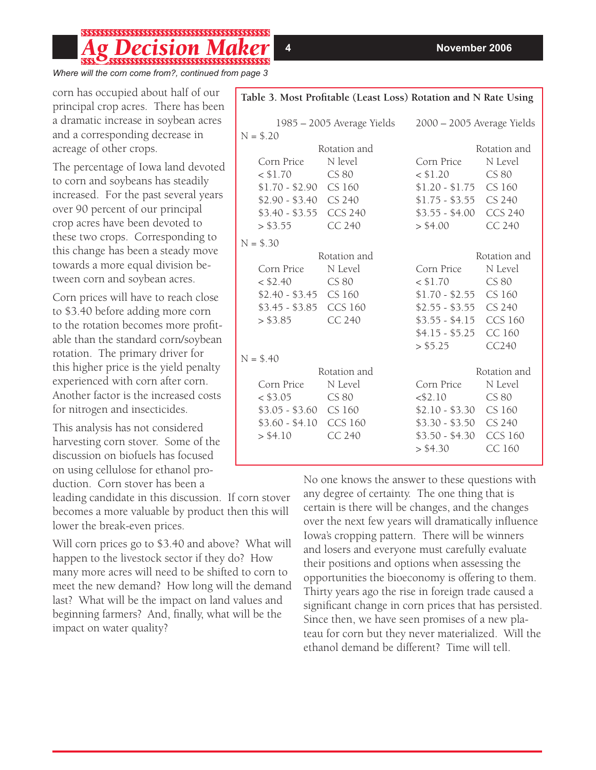*Where will the corn come from?, continued from page 3*

corn has occupied about half of our principal crop acres. There has been a dramatic increase in soybean acres and a corresponding decrease in acreage of other crops.

The percentage of Iowa land devoted to corn and soybeans has steadily increased. For the past several years over 90 percent of our principal crop acres have been devoted to these two crops. Corresponding to this change has been a steady move towards a more equal division between corn and soybean acres.

Corn prices will have to reach close to $3.40 before adding more corn to the rotation becomes more profitable than the standard corn/soybean rotation. The primary driver for this higher price is the yield penalty experienced with corn after corn. Another factor is the increased costs for nitrogen and insecticides.

This analysis has not considered harvesting corn stover. Some of the discussion on biofuels has focused on using cellulose for ethanol production. Corn stover has been a leading candidate in this discussion. If corn stover becomes a more valuable by product then this will lower the break-even prices.

Will corn prices go to $3.40 and above? What will happen to the livestock sector if they do? How many more acres will need to be shifted to corn to meet the new demand? How long will the demand last? What will be the impact on land values and beginning farmers? And, finally, what will be the impact on water quality?

**Table 3. Most Profitable (Least Loss) Rotation and N Rate Using**

| | 1985 – 2005 Average Yields | | 2000 – 2005 Average Yields | |
|---|---|---|---|---|
| N = $.20 | Corn Price | Rotation and N level | Corn Price | Rotation and N Level |
| | < $1.70 | CS 80 | < $1.20 | CS 80 |
| | $1.70 - $2.90 | CS 160 | $1.20 - $1.75 | CS 160 |
| | $2.90 - $3.40 | CS 240 | $1.75 - $3.55 | CS 240 |
| | $3.40 - $3.55 | CCS 240 | $3.55 - $4.00 | CCS 240 |
| | > $3.55 | CC 240 | > $4.00 | CC 240 |
| N = $.30 | Corn Price | Rotation and N Level | Corn Price | Rotation and N Level |
| | < $2.40 | CS 80 | < $1.70 | CS 80 |
| | $2.40 - $3.45 | CS 160 | $1.70 - $2.55 | CS 160 |
| | $3.45 - $3.85 | CCS 160 | $2.55 - $3.55 | CS 240 |
| | > $3.85 | CC 240 | $3.55 - $4.15 | CCS 160 |
| | | | $4.15 - $5.25 | CC 160 |
| | | | > $5.25 | CC240 |
| N = $.40 | Corn Price | Rotation and N Level | Corn Price | Rotation and N Level |
| | < $3.05 | CS 80 | <$2.10 | CS 80 |
| | $3.05 - $3.60 | CS 160 | $2.10 - $3.30 | CS 160 |
| | $3.60 - $4.10 | CCS 160 | $3.30 - $3.50 | CS 240 |
| | > $4.10 | CC 240 | $3.50 - $4.30 | CCS 160 |
| | | | > $4.30 | CC 160 |

No one knows the answer to these questions with any degree of certainty. The one thing that is certain is there will be changes, and the changes over the next few years will dramatically influence Iowa's cropping pattern. There will be winners and losers and everyone must carefully evaluate their positions and options when assessing the opportunities the bioeconomy is offering to them. Thirty years ago the rise in foreign trade caused a significant change in corn prices that has persisted. Since then, we have seen promises of a new plateau for corn but they never materialized. Will the ethanol demand be different? Time will tell.